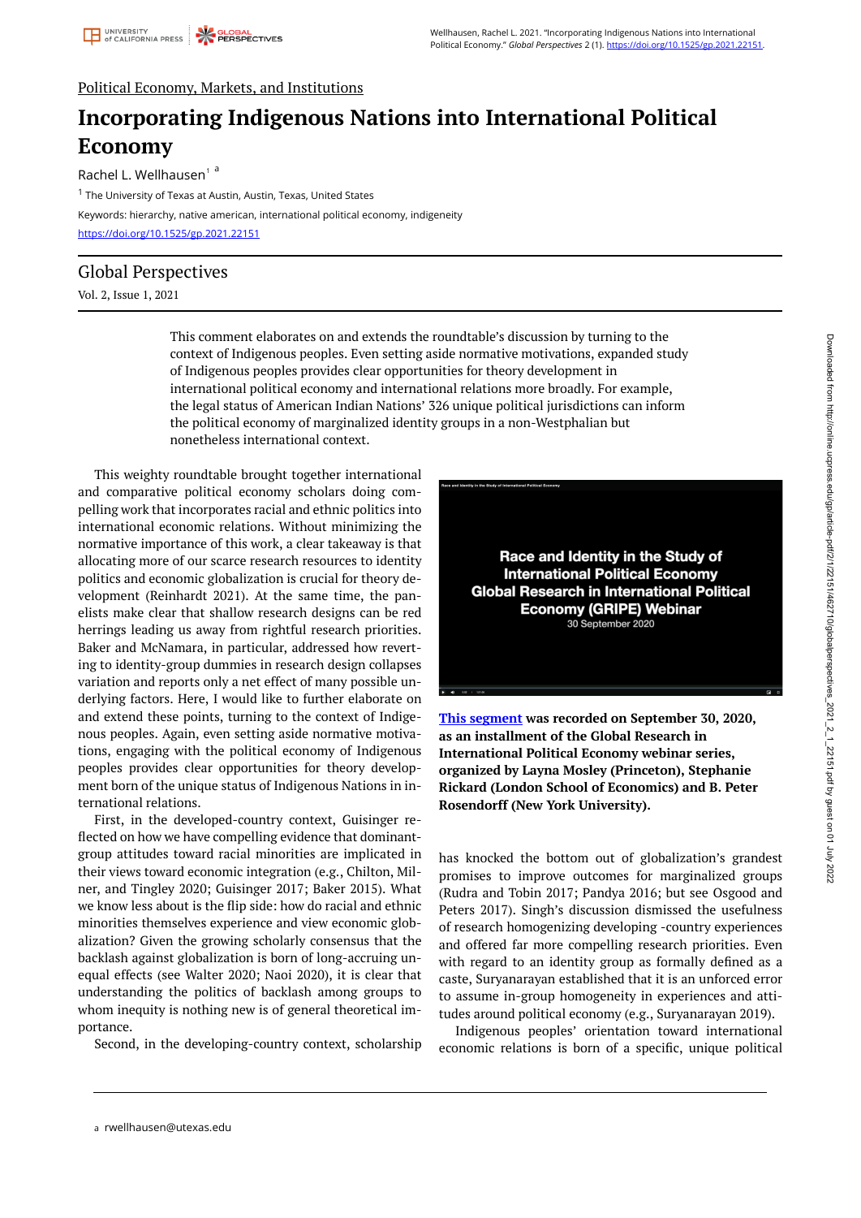Political Economy, Markets, and Institutions

# Incorporating Indigenous Nations into International Political Economy

Rachel L. Wellhausen[1] [a]

[1] The University of Texas at Austin, Austin, Texas, United States

Keywords: hierarchy, native american, international political economy, indigeneity

https://doi.org/10.1525/gp.2021.22151

## Global Perspectives

Vol. 2, Issue 1, 2021

This comment elaborates on and extends the roundtable's discussion by turning to the context of Indigenous peoples. Even setting aside normative motivations, expanded study of Indigenous peoples provides clear opportunities for theory development in international political economy and international relations more broadly. For example, the legal status of American Indian Nations' 326 unique political jurisdictions can inform the political economy of marginalized identity groups in a non-Westphalian but nonetheless international context.

This weighty roundtable brought together international and comparative political economy scholars doing compelling work that incorporates racial and ethnic politics into international economic relations. Without minimizing the normative importance of this work, a clear takeaway is that allocating more of our scarce research resources to identity politics and economic globalization is crucial for theory development (Reinhardt 2021). At the same time, the panelists make clear that shallow research designs can be red herrings leading us away from rightful research priorities. Baker and McNamara, in particular, addressed how reverting to identity-group dummies in research design collapses variation and reports only a net effect of many possible underlying factors. Here, I would like to further elaborate on and extend these points, turning to the context of Indigenous peoples. Again, even setting aside normative motivations, engaging with the political economy of Indigenous peoples provides clear opportunities for theory development born of the unique status of Indigenous Nations in international relations.

First, in the developed-country context, Guisinger reflected on how we have compelling evidence that dominant-group attitudes toward racial minorities are implicated in their views toward economic integration (e.g., Chilton, Milner, and Tingley 2020; Guisinger 2017; Baker 2015). What we know less about is the flip side: how do racial and ethnic minorities themselves experience and view economic globalization? Given the growing scholarly consensus that the backlash against globalization is born of long-accruing unequal effects (see Walter 2020; Naoi 2020), it is clear that understanding the politics of backlash among groups to whom inequity is nothing new is of general theoretical importance.

Second, in the developing-country context, scholarship has knocked the bottom out of globalization's grandest promises to improve outcomes for marginalized groups (Rudra and Tobin 2017; Pandya 2016; but see Osgood and Peters 2017). Singh's discussion dismissed the usefulness of research homogenizing developing -country experiences and offered far more compelling research priorities. Even with regard to an identity group as formally defined as a caste, Suryanarayan established that it is an unforced error to assume in-group homogeneity in experiences and attitudes around political economy (e.g., Suryanarayan 2019).

Indigenous peoples' orientation toward international economic relations is born of a specific, unique political

**This segment was recorded on September 30, 2020, as an installment of the Global Research in International Political Economy webinar series, organized by Layna Mosley (Princeton), Stephanie Rickard (London School of Economics) and B. Peter Rosendorff (New York University).**

[a] rwellhausen@utexas.edu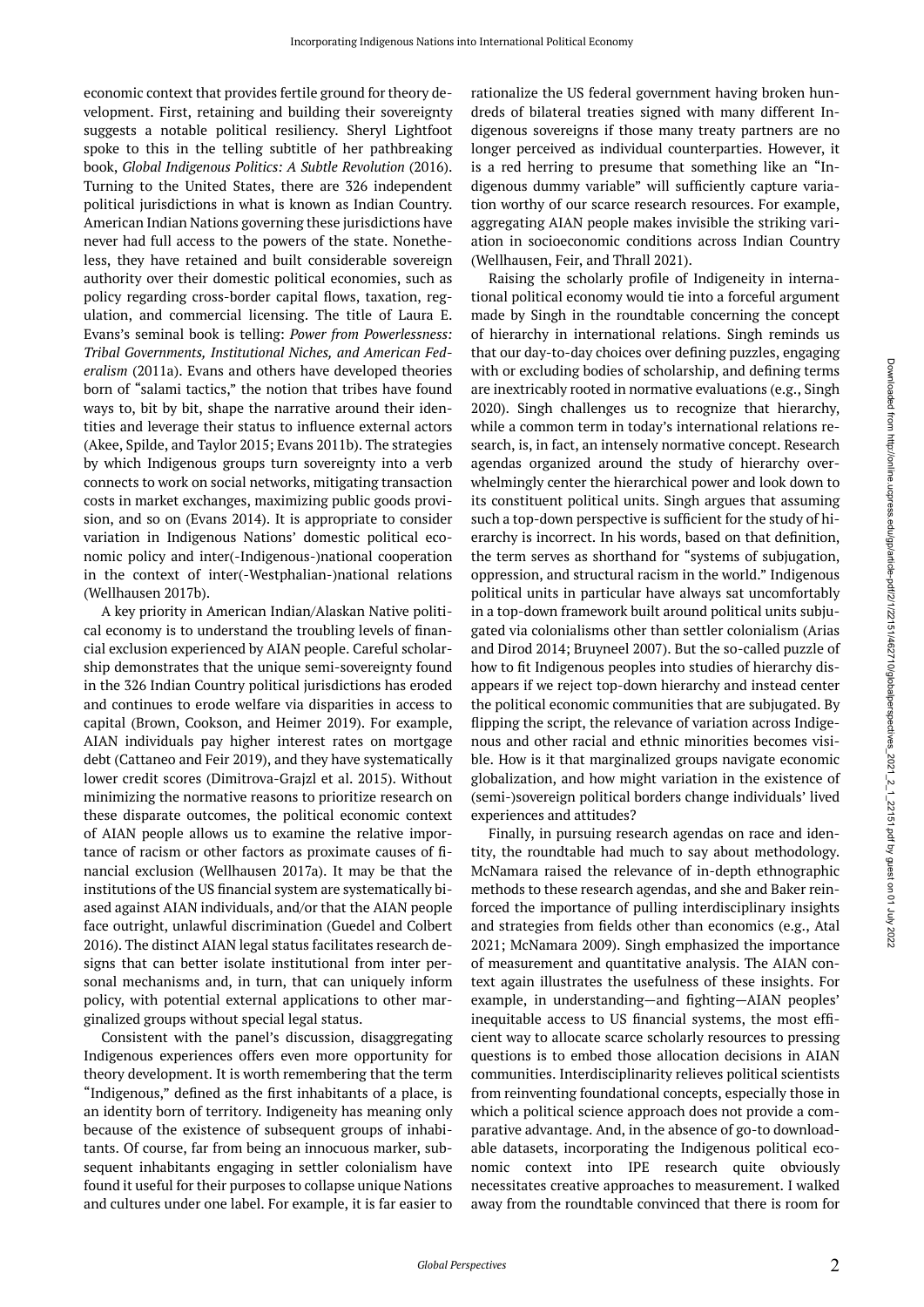economic context that provides fertile ground for theory development. First, retaining and building their sovereignty suggests a notable political resiliency. Sheryl Lightfoot spoke to this in the telling subtitle of her pathbreaking book, *Global Indigenous Politics: A Subtle Revolution* (2016). Turning to the United States, there are 326 independent political jurisdictions in what is known as Indian Country. American Indian Nations governing these jurisdictions have never had full access to the powers of the state. Nonetheless, they have retained and built considerable sovereign authority over their domestic political economies, such as policy regarding cross-border capital flows, taxation, regulation, and commercial licensing. The title of Laura E. Evans's seminal book is telling: *Power from Powerlessness: Tribal Governments, Institutional Niches, and American Federalism* (2011a). Evans and others have developed theories born of "salami tactics," the notion that tribes have found ways to, bit by bit, shape the narrative around their identities and leverage their status to influence external actors (Akee, Spilde, and Taylor 2015; Evans 2011b). The strategies by which Indigenous groups turn sovereignty into a verb connects to work on social networks, mitigating transaction costs in market exchanges, maximizing public goods provision, and so on (Evans 2014). It is appropriate to consider variation in Indigenous Nations' domestic political economic policy and inter(-Indigenous-)national cooperation in the context of inter(-Westphalian-)national relations (Wellhausen 2017b).

A key priority in American Indian/Alaskan Native political economy is to understand the troubling levels of financial exclusion experienced by AIAN people. Careful scholarship demonstrates that the unique semi-sovereignty found in the 326 Indian Country political jurisdictions has eroded and continues to erode welfare via disparities in access to capital (Brown, Cookson, and Heimer 2019). For example, AIAN individuals pay higher interest rates on mortgage debt (Cattaneo and Feir 2019), and they have systematically lower credit scores (Dimitrova-Grajzl et al. 2015). Without minimizing the normative reasons to prioritize research on these disparate outcomes, the political economic context of AIAN people allows us to examine the relative importance of racism or other factors as proximate causes of financial exclusion (Wellhausen 2017a). It may be that the institutions of the US financial system are systematically biased against AIAN individuals, and/or that the AIAN people face outright, unlawful discrimination (Guedel and Colbert 2016). The distinct AIAN legal status facilitates research designs that can better isolate institutional from inter personal mechanisms and, in turn, that can uniquely inform policy, with potential external applications to other marginalized groups without special legal status.

Consistent with the panel's discussion, disaggregating Indigenous experiences offers even more opportunity for theory development. It is worth remembering that the term "Indigenous," defined as the first inhabitants of a place, is an identity born of territory. Indigeneity has meaning only because of the existence of subsequent groups of inhabitants. Of course, far from being an innocuous marker, subsequent inhabitants engaging in settler colonialism have found it useful for their purposes to collapse unique Nations and cultures under one label. For example, it is far easier to rationalize the US federal government having broken hundreds of bilateral treaties signed with many different Indigenous sovereigns if those many treaty partners are no longer perceived as individual counterparties. However, it is a red herring to presume that something like an "Indigenous dummy variable" will sufficiently capture variation worthy of our scarce research resources. For example, aggregating AIAN people makes invisible the striking variation in socioeconomic conditions across Indian Country (Wellhausen, Feir, and Thrall 2021).

Raising the scholarly profile of Indigeneity in international political economy would tie into a forceful argument made by Singh in the roundtable concerning the concept of hierarchy in international relations. Singh reminds us that our day-to-day choices over defining puzzles, engaging with or excluding bodies of scholarship, and defining terms are inextricably rooted in normative evaluations (e.g., Singh 2020). Singh challenges us to recognize that hierarchy, while a common term in today's international relations research, is, in fact, an intensely normative concept. Research agendas organized around the study of hierarchy overwhelmingly center the hierarchical power and look down to its constituent political units. Singh argues that assuming such a top-down perspective is sufficient for the study of hierarchy is incorrect. In his words, based on that definition, the term serves as shorthand for "systems of subjugation, oppression, and structural racism in the world." Indigenous political units in particular have always sat uncomfortably in a top-down framework built around political units subjugated via colonialisms other than settler colonialism (Arias and Dirod 2014; Bruyneel 2007). But the so-called puzzle of how to fit Indigenous peoples into studies of hierarchy disappears if we reject top-down hierarchy and instead center the political economic communities that are subjugated. By flipping the script, the relevance of variation across Indigenous and other racial and ethnic minorities becomes visible. How is it that marginalized groups navigate economic globalization, and how might variation in the existence of (semi-)sovereign political borders change individuals' lived experiences and attitudes?

Finally, in pursuing research agendas on race and identity, the roundtable had much to say about methodology. McNamara raised the relevance of in-depth ethnographic methods to these research agendas, and she and Baker reinforced the importance of pulling interdisciplinary insights and strategies from fields other than economics (e.g., Atal 2021; McNamara 2009). Singh emphasized the importance of measurement and quantitative analysis. The AIAN context again illustrates the usefulness of these insights. For example, in understanding—and fighting—AIAN peoples' inequitable access to US financial systems, the most efficient way to allocate scarce scholarly resources to pressing questions is to embed those allocation decisions in AIAN communities. Interdisciplinarity relieves political scientists from reinventing foundational concepts, especially those in which a political science approach does not provide a comparative advantage. And, in the absence of go-to downloadable datasets, incorporating the Indigenous political economic context into IPE research quite obviously necessitates creative approaches to measurement. I walked away from the roundtable convinced that there is room for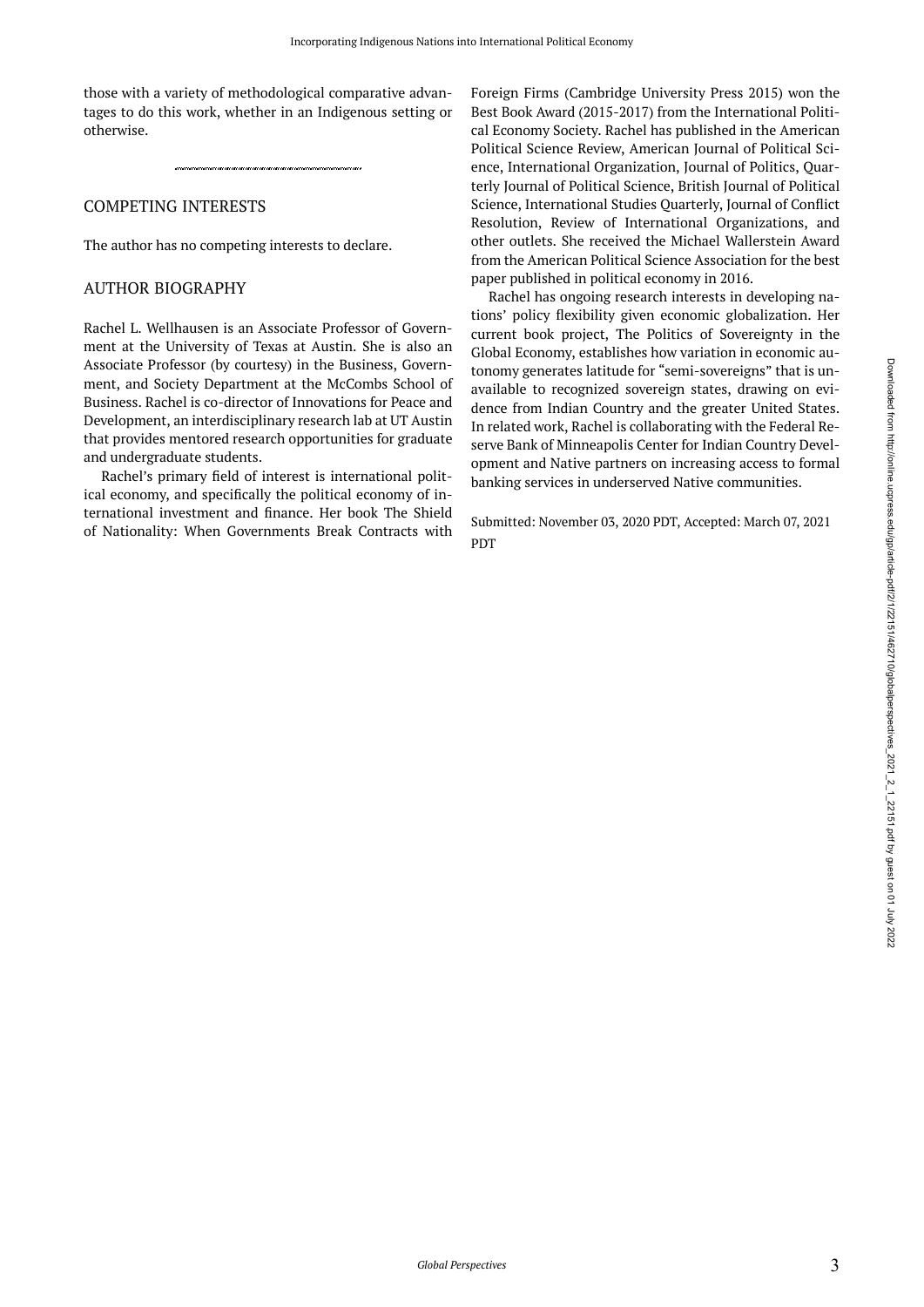those with a variety of methodological comparative advantages to do this work, whether in an Indigenous setting or otherwise.

## COMPETING INTERESTS

The author has no competing interests to declare.

## AUTHOR BIOGRAPHY

Rachel L. Wellhausen is an Associate Professor of Government at the University of Texas at Austin. She is also an Associate Professor (by courtesy) in the Business, Government, and Society Department at the McCombs School of Business. Rachel is co-director of Innovations for Peace and Development, an interdisciplinary research lab at UT Austin that provides mentored research opportunities for graduate and undergraduate students.

Rachel's primary field of interest is international political economy, and specifically the political economy of international investment and finance. Her book The Shield of Nationality: When Governments Break Contracts with Foreign Firms (Cambridge University Press 2015) won the Best Book Award (2015-2017) from the International Political Economy Society. Rachel has published in the American Political Science Review, American Journal of Political Science, International Organization, Journal of Politics, Quarterly Journal of Political Science, British Journal of Political Science, International Studies Quarterly, Journal of Conflict Resolution, Review of International Organizations, and other outlets. She received the Michael Wallerstein Award from the American Political Science Association for the best paper published in political economy in 2016.

Rachel has ongoing research interests in developing nations' policy flexibility given economic globalization. Her current book project, The Politics of Sovereignty in the Global Economy, establishes how variation in economic autonomy generates latitude for "semi-sovereigns" that is unavailable to recognized sovereign states, drawing on evidence from Indian Country and the greater United States. In related work, Rachel is collaborating with the Federal Reserve Bank of Minneapolis Center for Indian Country Development and Native partners on increasing access to formal banking services in underserved Native communities.

Submitted: November 03, 2020 PDT, Accepted: March 07, 2021 PDT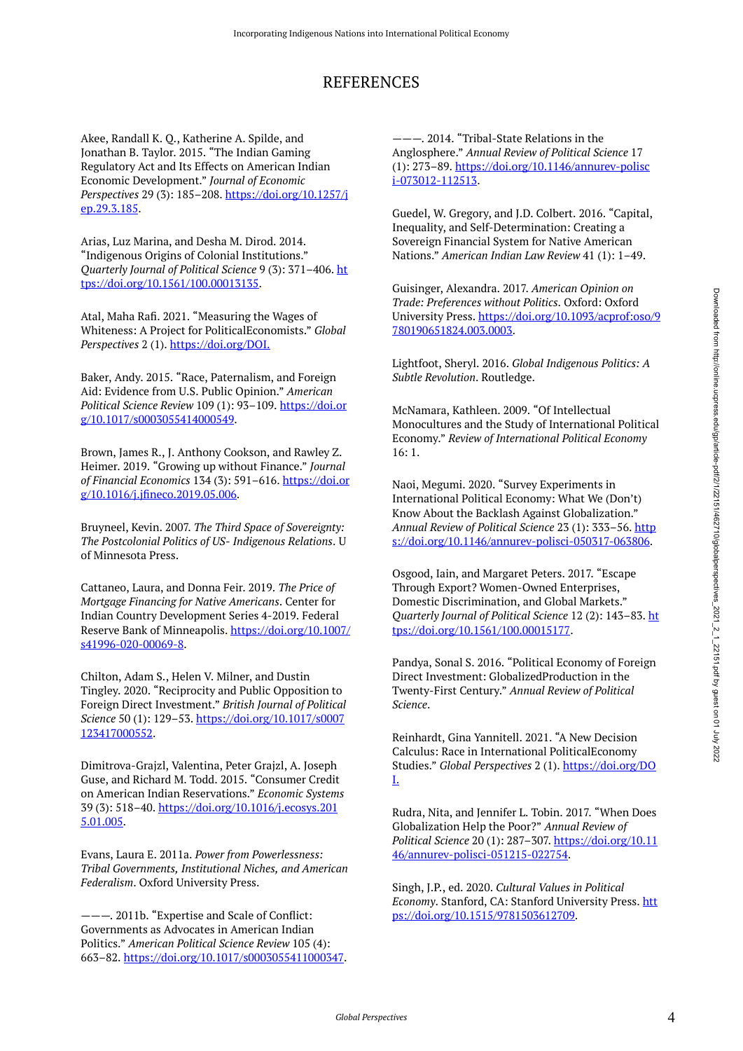# REFERENCES

Akee, Randall K. Q., Katherine A. Spilde, and Jonathan B. Taylor. 2015. "The Indian Gaming Regulatory Act and Its Effects on American Indian Economic Development." *Journal of Economic Perspectives* 29 (3): 185–208. https://doi.org/10.1257/jep.29.3.185.

Arias, Luz Marina, and Desha M. Dirod. 2014. "Indigenous Origins of Colonial Institutions." *Quarterly Journal of Political Science* 9 (3): 371–406. https://doi.org/10.1561/100.00013135.

Atal, Maha Rafi. 2021. "Measuring the Wages of Whiteness: A Project for PoliticalEconomists." *Global Perspectives* 2 (1). https://doi.org/DOI.

Baker, Andy. 2015. "Race, Paternalism, and Foreign Aid: Evidence from U.S. Public Opinion." *American Political Science Review* 109 (1): 93–109. https://doi.org/10.1017/s0003055414000549.

Brown, James R., J. Anthony Cookson, and Rawley Z. Heimer. 2019. "Growing up without Finance." *Journal of Financial Economics* 134 (3): 591–616. https://doi.org/10.1016/j.jfineco.2019.05.006.

Bruyneel, Kevin. 2007. *The Third Space of Sovereignty: The Postcolonial Politics of US- Indigenous Relations*. U of Minnesota Press.

Cattaneo, Laura, and Donna Feir. 2019. *The Price of Mortgage Financing for Native Americans*. Center for Indian Country Development Series 4-2019. Federal Reserve Bank of Minneapolis. https://doi.org/10.1007/s41996-020-00069-8.

Chilton, Adam S., Helen V. Milner, and Dustin Tingley. 2020. "Reciprocity and Public Opposition to Foreign Direct Investment." *British Journal of Political Science* 50 (1): 129–53. https://doi.org/10.1017/s0007123417000552.

Dimitrova-Grajzl, Valentina, Peter Grajzl, A. Joseph Guse, and Richard M. Todd. 2015. "Consumer Credit on American Indian Reservations." *Economic Systems* 39 (3): 518–40. https://doi.org/10.1016/j.ecosys.2015.01.005.

Evans, Laura E. 2011a. *Power from Powerlessness: Tribal Governments, Institutional Niches, and American Federalism*. Oxford University Press.

———. 2011b. "Expertise and Scale of Conflict: Governments as Advocates in American Indian Politics." *American Political Science Review* 105 (4): 663–82. https://doi.org/10.1017/s0003055411000347.

———. 2014. "Tribal-State Relations in the Anglosphere." *Annual Review of Political Science* 17 (1): 273–89. https://doi.org/10.1146/annurev-polisci-073012-112513.

Guedel, W. Gregory, and J.D. Colbert. 2016. "Capital, Inequality, and Self-Determination: Creating a Sovereign Financial System for Native American Nations." *American Indian Law Review* 41 (1): 1–49.

Guisinger, Alexandra. 2017. *American Opinion on Trade: Preferences without Politics*. Oxford: Oxford University Press. https://doi.org/10.1093/acprof:oso/9780190651824.003.0003.

Lightfoot, Sheryl. 2016. *Global Indigenous Politics: A Subtle Revolution*. Routledge.

McNamara, Kathleen. 2009. "Of Intellectual Monocultures and the Study of International Political Economy." *Review of International Political Economy* 16: 1.

Naoi, Megumi. 2020. "Survey Experiments in International Political Economy: What We (Don't) Know About the Backlash Against Globalization." *Annual Review of Political Science* 23 (1): 333–56. https://doi.org/10.1146/annurev-polisci-050317-063806.

Osgood, Iain, and Margaret Peters. 2017. "Escape Through Export? Women-Owned Enterprises, Domestic Discrimination, and Global Markets." *Quarterly Journal of Political Science* 12 (2): 143–83. https://doi.org/10.1561/100.00015177.

Pandya, Sonal S. 2016. "Political Economy of Foreign Direct Investment: GlobalizedProduction in the Twenty-First Century." *Annual Review of Political Science*.

Reinhardt, Gina Yannitell. 2021. "A New Decision Calculus: Race in International PoliticalEconomy Studies." *Global Perspectives* 2 (1). https://doi.org/DOI.

Rudra, Nita, and Jennifer L. Tobin. 2017. "When Does Globalization Help the Poor?" *Annual Review of Political Science* 20 (1): 287–307. https://doi.org/10.1146/annurev-polisci-051215-022754.

Singh, J.P., ed. 2020. *Cultural Values in Political Economy*. Stanford, CA: Stanford University Press. https://doi.org/10.1515/9781503612709.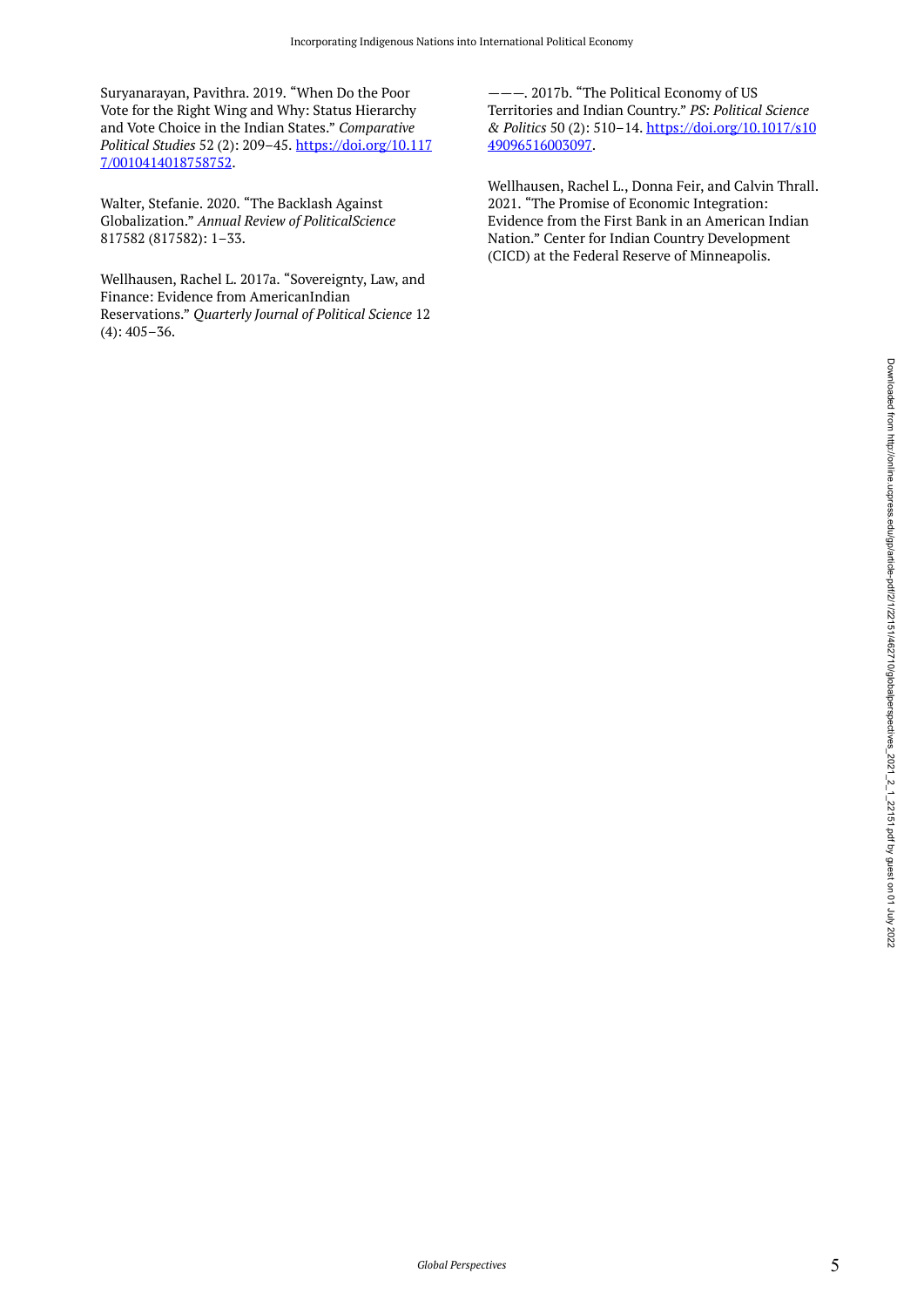Suryanarayan, Pavithra. 2019. "When Do the Poor Vote for the Right Wing and Why: Status Hierarchy and Vote Choice in the Indian States." *Comparative Political Studies* 52 (2): 209–45. https://doi.org/10.1177/0010414018758752.

Walter, Stefanie. 2020. "The Backlash Against Globalization." *Annual Review of PoliticalScience* 817582 (817582): 1–33.

Wellhausen, Rachel L. 2017a. "Sovereignty, Law, and Finance: Evidence from AmericanIndian Reservations." *Quarterly Journal of Political Science* 12 (4): 405–36.

———. 2017b. "The Political Economy of US Territories and Indian Country." *PS: Political Science & Politics* 50 (2): 510–14. https://doi.org/10.1017/s1049096516003097.

Wellhausen, Rachel L., Donna Feir, and Calvin Thrall. 2021. "The Promise of Economic Integration: Evidence from the First Bank in an American Indian Nation." Center for Indian Country Development (CICD) at the Federal Reserve of Minneapolis.